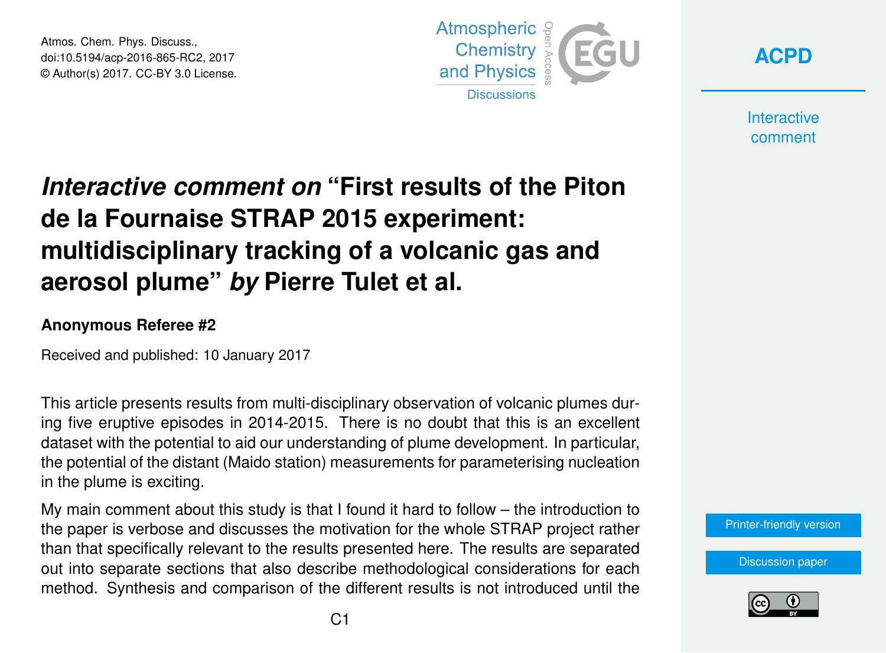# *Interactive comment on* "First results of the Piton de la Fournaise STRAP 2015 experiment: multidisciplinary tracking of a volcanic gas and aerosol plume" *by* Pierre Tulet et al.

**Anonymous Referee #2**

Received and published: 10 January 2017

This article presents results from multi-disciplinary observation of volcanic plumes during five eruptive episodes in 2014-2015. There is no doubt that this is an excellent dataset with the potential to aid our understanding of plume development. In particular, the potential of the distant (Maido station) measurements for parameterising nucleation in the plume is exciting.

My main comment about this study is that I found it hard to follow – the introduction to the paper is verbose and discusses the motivation for the whole STRAP project rather than that specifically relevant to the results presented here. The results are separated out into separate sections that also describe methodological considerations for each method. Synthesis and comparison of the different results is not introduced until the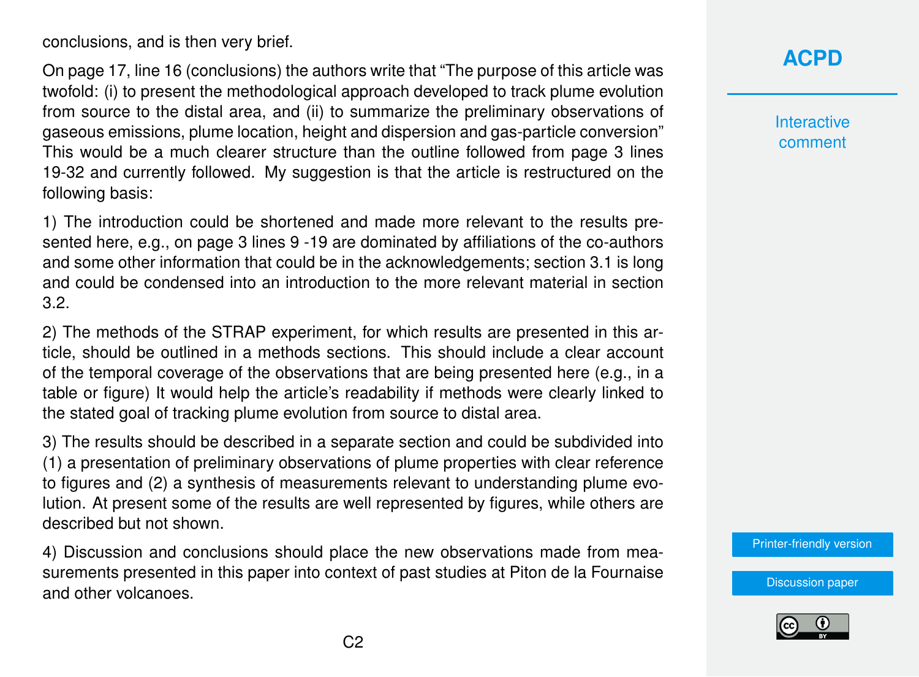conclusions, and is then very brief.

On page 17, line 16 (conclusions) the authors write that "The purpose of this article was twofold: (i) to present the methodological approach developed to track plume evolution from source to the distal area, and (ii) to summarize the preliminary observations of gaseous emissions, plume location, height and dispersion and gas-particle conversion" This would be a much clearer structure than the outline followed from page 3 lines 19-32 and currently followed. My suggestion is that the article is restructured on the following basis:

1) The introduction could be shortened and made more relevant to the results presented here, e.g., on page 3 lines 9 -19 are dominated by affiliations of the co-authors and some other information that could be in the acknowledgements; section 3.1 is long and could be condensed into an introduction to the more relevant material in section 3.2.

2) The methods of the STRAP experiment, for which results are presented in this article, should be outlined in a methods sections. This should include a clear account of the temporal coverage of the observations that are being presented here (e.g., in a table or figure) It would help the article's readability if methods were clearly linked to the stated goal of tracking plume evolution from source to distal area.

3) The results should be described in a separate section and could be subdivided into (1) a presentation of preliminary observations of plume properties with clear reference to figures and (2) a synthesis of measurements relevant to understanding plume evolution. At present some of the results are well represented by figures, while others are described but not shown.

4) Discussion and conclusions should place the new observations made from measurements presented in this paper into context of past studies at Piton de la Fournaise and other volcanoes.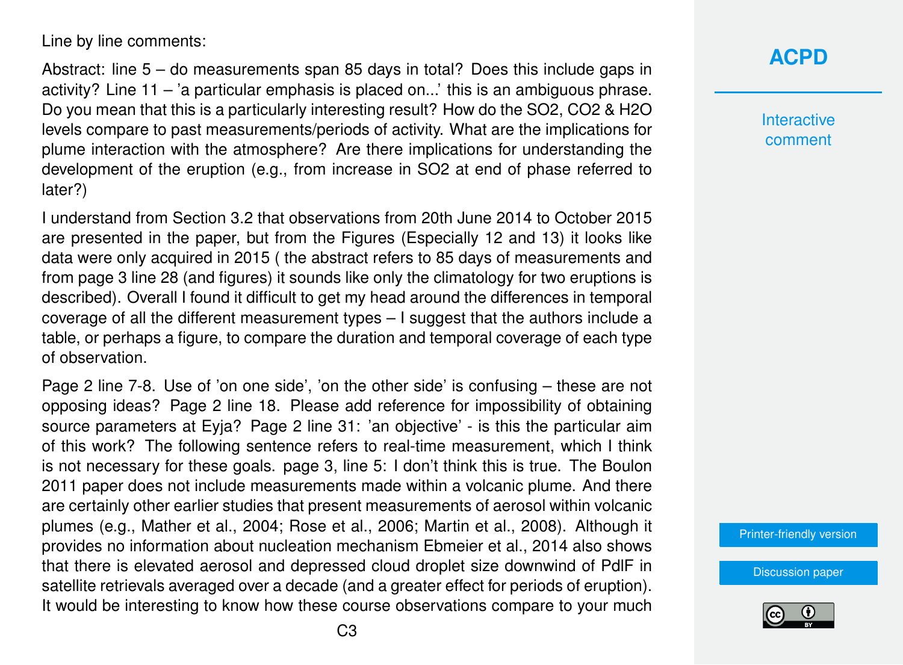Line by line comments:

Abstract: line 5 – do measurements span 85 days in total? Does this include gaps in activity? Line 11 – 'a particular emphasis is placed on...' this is an ambiguous phrase. Do you mean that this is a particularly interesting result? How do the $SO_2$, $CO_2$ & $H_2O$ levels compare to past measurements/periods of activity. What are the implications for plume interaction with the atmosphere? Are there implications for understanding the development of the eruption (e.g., from increase in $SO_2$ at end of phase referred to later?)

I understand from Section 3.2 that observations from 20th June 2014 to October 2015 are presented in the paper, but from the Figures (Especially 12 and 13) it looks like data were only acquired in 2015 ( the abstract refers to 85 days of measurements and from page 3 line 28 (and figures) it sounds like only the climatology for two eruptions is described). Overall I found it difficult to get my head around the differences in temporal coverage of all the different measurement types – I suggest that the authors include a table, or perhaps a figure, to compare the duration and temporal coverage of each type of observation.

Page 2 line 7-8. Use of 'on one side', 'on the other side' is confusing – these are not opposing ideas? Page 2 line 18. Please add reference for impossibility of obtaining source parameters at Eyja? Page 2 line 31: 'an objective' - is this the particular aim of this work? The following sentence refers to real-time measurement, which I think is not necessary for these goals. page 3, line 5: I don't think this is true. The Boulon 2011 paper does not include measurements made within a volcanic plume. And there are certainly other earlier studies that present measurements of aerosol within volcanic plumes (e.g., Mather et al., 2004; Rose et al., 2006; Martin et al., 2008). Although it provides no information about nucleation mechanism Ebmeier et al., 2014 also shows that there is elevated aerosol and depressed cloud droplet size downwind of PdlF in satellite retrievals averaged over a decade (and a greater effect for periods of eruption). It would be interesting to know how these course observations compare to your much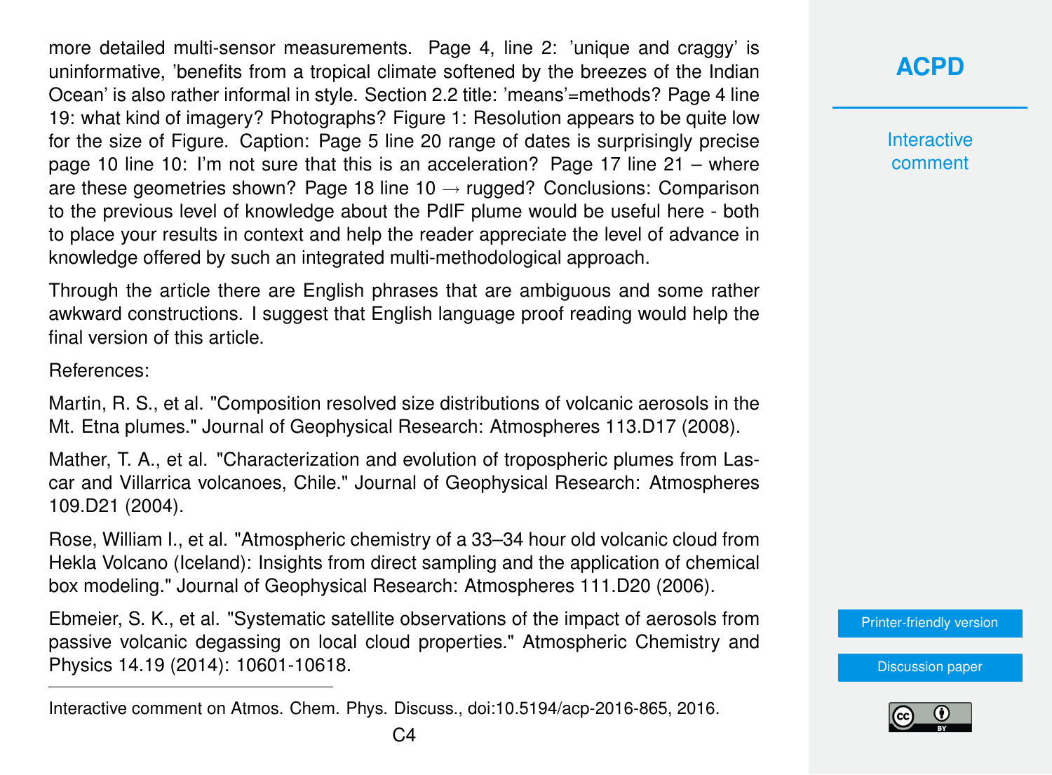more detailed multi-sensor measurements. Page 4, line 2: 'unique and craggy' is uninformative, 'benefits from a tropical climate softened by the breezes of the Indian Ocean' is also rather informal in style. Section 2.2 title: 'means'=methods? Page 4 line 19: what kind of imagery? Photographs? Figure 1: Resolution appears to be quite low for the size of Figure. Caption: Page 5 line 20 range of dates is surprisingly precise page 10 line 10: I'm not sure that this is an acceleration? Page 17 line 21 – where are these geometries shown? Page 18 line 10 → rugged? Conclusions: Comparison to the previous level of knowledge about the PdlF plume would be useful here - both to place your results in context and help the reader appreciate the level of advance in knowledge offered by such an integrated multi-methodological approach.

Through the article there are English phrases that are ambiguous and some rather awkward constructions. I suggest that English language proof reading would help the final version of this article.

References:

Martin, R. S., et al. "Composition resolved size distributions of volcanic aerosols in the Mt. Etna plumes." Journal of Geophysical Research: Atmospheres 113.D17 (2008).

Mather, T. A., et al. "Characterization and evolution of tropospheric plumes from Lascar and Villarrica volcanoes, Chile." Journal of Geophysical Research: Atmospheres 109.D21 (2004).

Rose, William I., et al. "Atmospheric chemistry of a 33–34 hour old volcanic cloud from Hekla Volcano (Iceland): Insights from direct sampling and the application of chemical box modeling." Journal of Geophysical Research: Atmospheres 111.D20 (2006).

Ebmeier, S. K., et al. "Systematic satellite observations of the impact of aerosols from passive volcanic degassing on local cloud properties." Atmospheric Chemistry and Physics 14.19 (2014): 10601-10618.

---

Interactive comment on Atmos. Chem. Phys. Discuss., doi:10.5194/acp-2016-865, 2016.